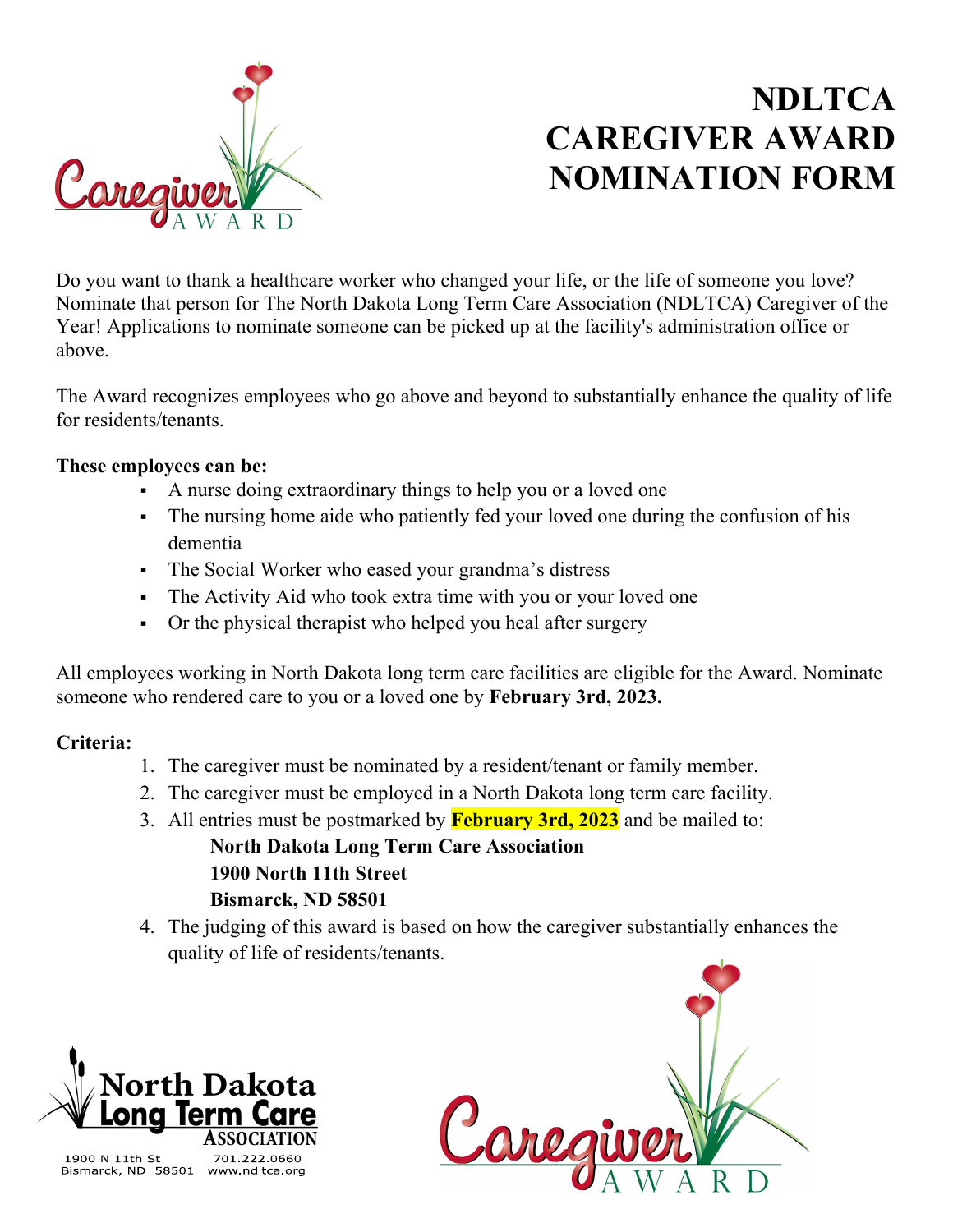# NDLTCA CAREGIVER AWARD NOMINATION FORM

Do you want to thank a healthcare worker who changed your life, or the life of someone you love? Nominate that person for The North Dakota Long Term Care Association (NDLTCA) Caregiver of the Year! Applications to nominate someone can be picked up at the facility's administration office or above.

The Award recognizes employees who go above and beyond to substantially enhance the quality of life for residents/tenants.

**These employees can be:**

- A nurse doing extraordinary things to help you or a loved one
- The nursing home aide who patiently fed your loved one during the confusion of his dementia
- The Social Worker who eased your grandma's distress
- The Activity Aid who took extra time with you or your loved one
- Or the physical therapist who helped you heal after surgery

All employees working in North Dakota long term care facilities are eligible for the Award. Nominate someone who rendered care to you or a loved one by **February 3rd, 2023.**

**Criteria:**

1. The caregiver must be nominated by a resident/tenant or family member.
2. The caregiver must be employed in a North Dakota long term care facility.
3. All entries must be postmarked by **February 3rd, 2023** and be mailed to:
   **North Dakota Long Term Care Association**
   **1900 North 11th Street**
   **Bismarck, ND 58501**
4. The judging of this award is based on how the caregiver substantially enhances the quality of life of residents/tenants.

North Dakota Long Term Care Association
1900 N 11th St
Bismarck, ND 58501
701.222.0660
www.ndltca.org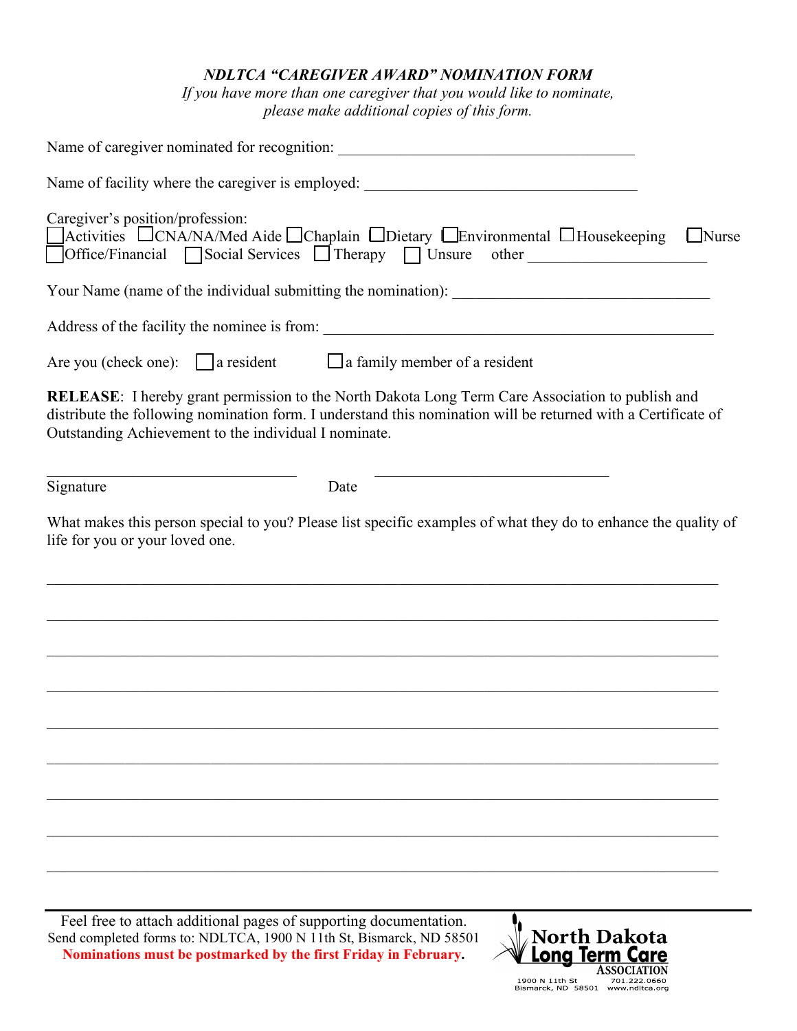*NDLTCA "CAREGIVER AWARD" NOMINATION FORM*

*If you have more than one caregiver that you would like to nominate, please make additional copies of this form.*

Name of caregiver nominated for recognition: ______________________________________

Name of facility where the caregiver is employed: ___________________________________

Caregiver's position/profession:

☐ Activities ☐ CNA/NA/Med Aide ☐ Chaplain ☐ Dietary ☐ Environmental ☐ Housekeeping ☐ Nurse
☐ Office/Financial ☐ Social Services ☐ Therapy ☐ Unsure other ______________________

Your Name (name of the individual submitting the nomination): ________________________________

Address of the facility the nominee is from: _________________________________________________

Are you (check one): ☐ a resident ☐ a family member of a resident

**RELEASE**: I hereby grant permission to the North Dakota Long Term Care Association to publish and distribute the following nomination form. I understand this nomination will be returned with a Certificate of Outstanding Achievement to the individual I nominate.

_______________________________ _____________________________

Signature Date

What makes this person special to you? Please list specific examples of what they do to enhance the quality of life for you or your loved one.

______________________________________________________________________________________

______________________________________________________________________________________

______________________________________________________________________________________

______________________________________________________________________________________

______________________________________________________________________________________

______________________________________________________________________________________

______________________________________________________________________________________

______________________________________________________________________________________

______________________________________________________________________________________

Feel free to attach additional pages of supporting documentation.
Send completed forms to: NDLTCA, 1900 N 11th St, Bismarck, ND 58501
**Nominations must be postmarked by the first Friday in February.**

North Dakota Long Term Care ASSOCIATION
1900 N 11th St Bismarck, ND 58501 701.222.0660 www.ndltca.org